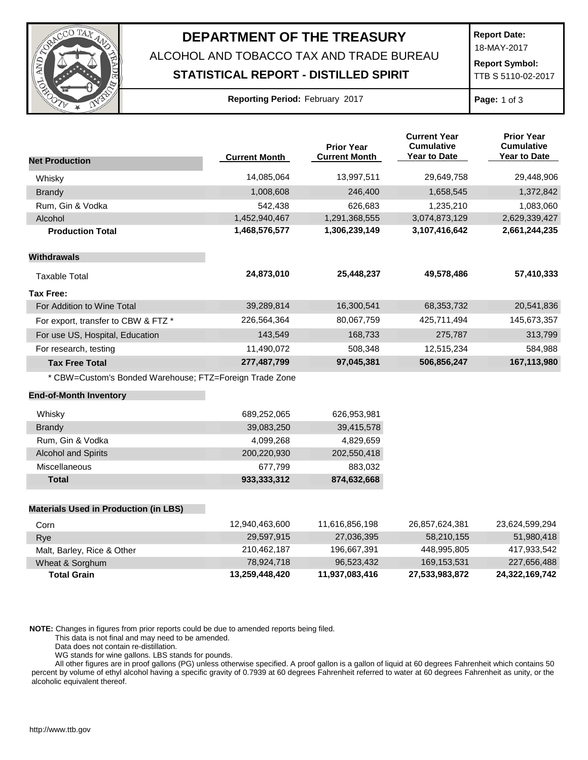# DEPARTMENT OF THE TREASURY

ALCOHOL AND TOBACCO TAX AND TRADE BUREAU

**STATISTICAL REPORT - DISTILLED SPIRIT**

**Report Date:** 18-MAY-2017

**Report Symbol:** TTB S 5110-02-2017

**Reporting Period:** February 2017

| **Net Production** | **Current Month** | **Prior Year Current Month** | **Current Year Cumulative Year to Date** | **Prior Year Cumulative Year to Date** |
|---|---|---|---|---|
| Whisky | 14,085,064 | 13,997,511 | 29,649,758 | 29,448,906 |
| Brandy | 1,008,608 | 246,400 | 1,658,545 | 1,372,842 |
| Rum, Gin & Vodka | 542,438 | 626,683 | 1,235,210 | 1,083,060 |
| Alcohol | 1,452,940,467 | 1,291,368,555 | 3,074,873,129 | 2,629,339,427 |
| **Production Total** | **1,468,576,577** | **1,306,239,149** | **3,107,416,642** | **2,661,244,235** |
| **Withdrawals** | | | | |
| Taxable Total | **24,873,010** | **25,448,237** | **49,578,486** | **57,410,333** |
| **Tax Free:** | | | | |
| For Addition to Wine Total | 39,289,814 | 16,300,541 | 68,353,732 | 20,541,836 |
| For export, transfer to CBW & FTZ * | 226,564,364 | 80,067,759 | 425,711,494 | 145,673,357 |
| For use US, Hospital, Education | 143,549 | 168,733 | 275,787 | 313,799 |
| For research, testing | 11,490,072 | 508,348 | 12,515,234 | 584,988 |
| **Tax Free Total** | **277,487,799** | **97,045,381** | **506,856,247** | **167,113,980** |

\* CBW=Custom's Bonded Warehouse; FTZ=Foreign Trade Zone

| **End-of-Month Inventory** | **Current Month** | **Prior Year Current Month** |
|---|---|---|
| Whisky | 689,252,065 | 626,953,981 |
| Brandy | 39,083,250 | 39,415,578 |
| Rum, Gin & Vodka | 4,099,268 | 4,829,659 |
| Alcohol and Spirits | 200,220,930 | 202,550,418 |
| Miscellaneous | 677,799 | 883,032 |
| **Total** | **933,333,312** | **874,632,668** |

| **Materials Used in Production (in LBS)** | **Current Month** | **Prior Year Current Month** | **Current Year Cumulative Year to Date** | **Prior Year Cumulative Year to Date** |
|---|---|---|---|---|
| Corn | 12,940,463,600 | 11,616,856,198 | 26,857,624,381 | 23,624,599,294 |
| Rye | 29,597,915 | 27,036,395 | 58,210,155 | 51,980,418 |
| Malt, Barley, Rice & Other | 210,462,187 | 196,667,391 | 448,995,805 | 417,933,542 |
| Wheat & Sorghum | 78,924,718 | 96,523,432 | 169,153,531 | 227,656,488 |
| **Total Grain** | **13,259,448,420** | **11,937,083,416** | **27,533,983,872** | **24,322,169,742** |

**NOTE:** Changes in figures from prior reports could be due to amended reports being filed.
This data is not final and may need to be amended.
Data does not contain re-distillation.
WG stands for wine gallons. LBS stands for pounds.
All other figures are in proof gallons (PG) unless otherwise specified. A proof gallon is a gallon of liquid at 60 degrees Fahrenheit which contains 50 percent by volume of ethyl alcohol having a specific gravity of 0.7939 at 60 degrees Fahrenheit referred to water at 60 degrees Fahrenheit as unity, or the alcoholic equivalent thereof.

http://www.ttb.gov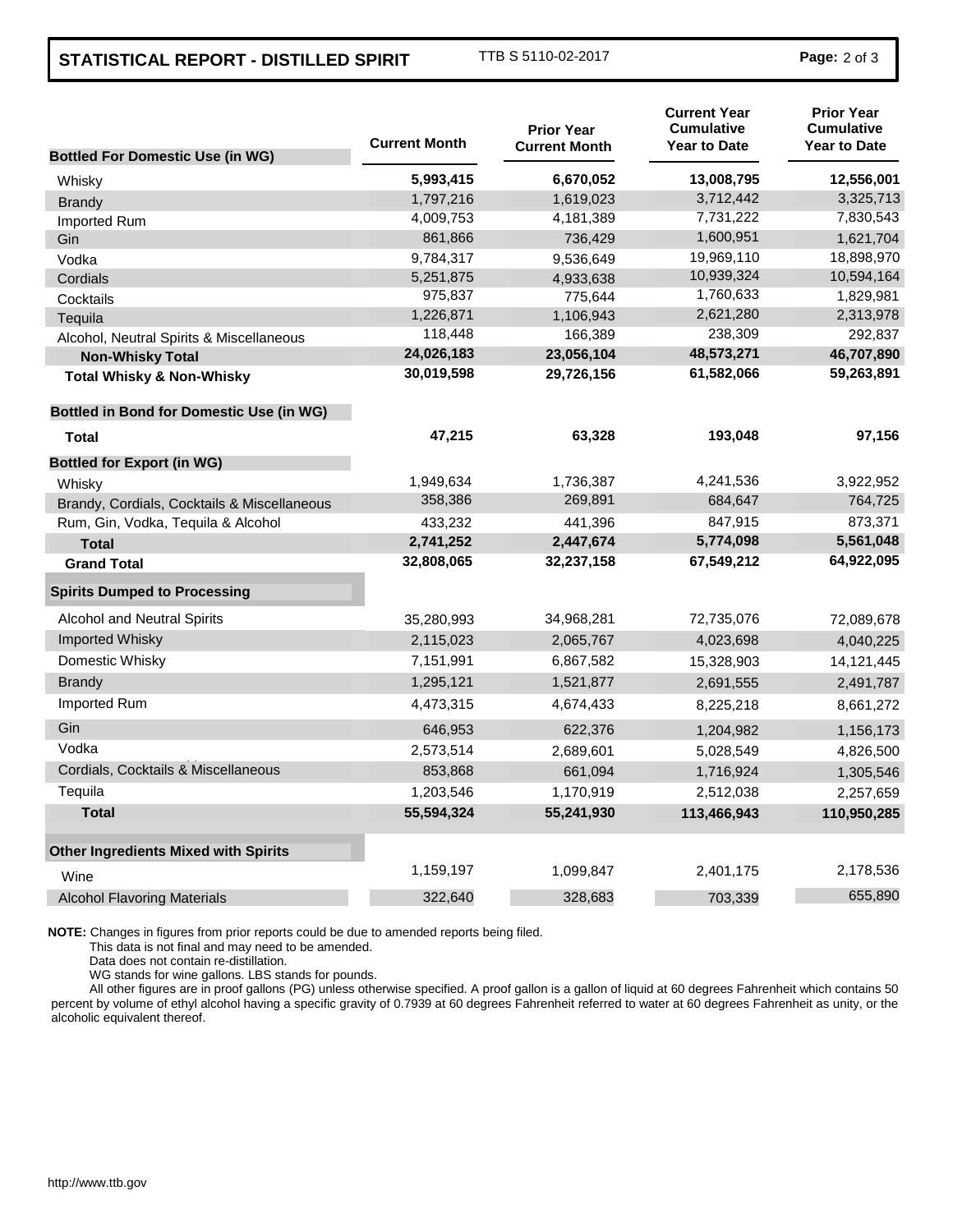# STATISTICAL REPORT - DISTILLED SPIRIT

TTB S 5110-02-2017

| Bottled For Domestic Use (in WG) | Current Month | Prior Year Current Month | Current Year Cumulative Year to Date | Prior Year Cumulative Year to Date |
|---|---|---|---|---|
| Whisky | **5,993,415** | **6,670,052** | **13,008,795** | **12,556,001** |
| Brandy | 1,797,216 | 1,619,023 | 3,712,442 | 3,325,713 |
| Imported Rum | 4,009,753 | 4,181,389 | 7,731,222 | 7,830,543 |
| Gin | 861,866 | 736,429 | 1,600,951 | 1,621,704 |
| Vodka | 9,784,317 | 9,536,649 | 19,969,110 | 18,898,970 |
| Cordials | 5,251,875 | 4,933,638 | 10,939,324 | 10,594,164 |
| Cocktails | 975,837 | 775,644 | 1,760,633 | 1,829,981 |
| Tequila | 1,226,871 | 1,106,943 | 2,621,280 | 2,313,978 |
| Alcohol, Neutral Spirits & Miscellaneous | 118,448 | 166,389 | 238,309 | 292,837 |
| **Non-Whisky Total** | **24,026,183** | **23,056,104** | **48,573,271** | **46,707,890** |
| **Total Whisky & Non-Whisky** | **30,019,598** | **29,726,156** | **61,582,066** | **59,263,891** |
| **Bottled in Bond for Domestic Use (in WG)** | | | | |
| **Total** | **47,215** | **63,328** | **193,048** | **97,156** |
| **Bottled for Export (in WG)** | | | | |
| Whisky | 1,949,634 | 1,736,387 | 4,241,536 | 3,922,952 |
| Brandy, Cordials, Cocktails & Miscellaneous | 358,386 | 269,891 | 684,647 | 764,725 |
| Rum, Gin, Vodka, Tequila & Alcohol | 433,232 | 441,396 | 847,915 | 873,371 |
| **Total** | **2,741,252** | **2,447,674** | **5,774,098** | **5,561,048** |
| **Grand Total** | **32,808,065** | **32,237,158** | **67,549,212** | **64,922,095** |
| **Spirits Dumped to Processing** | | | | |
| Alcohol and Neutral Spirits | 35,280,993 | 34,968,281 | 72,735,076 | 72,089,678 |
| Imported Whisky | 2,115,023 | 2,065,767 | 4,023,698 | 4,040,225 |
| Domestic Whisky | 7,151,991 | 6,867,582 | 15,328,903 | 14,121,445 |
| Brandy | 1,295,121 | 1,521,877 | 2,691,555 | 2,491,787 |
| Imported Rum | 4,473,315 | 4,674,433 | 8,225,218 | 8,661,272 |
| Gin | 646,953 | 622,376 | 1,204,982 | 1,156,173 |
| Vodka | 2,573,514 | 2,689,601 | 5,028,549 | 4,826,500 |
| Cordials, Cocktails & Miscellaneous | 853,868 | 661,094 | 1,716,924 | 1,305,546 |
| Tequila | 1,203,546 | 1,170,919 | 2,512,038 | 2,257,659 |
| **Total** | **55,594,324** | **55,241,930** | **113,466,943** | **110,950,285** |
| **Other Ingredients Mixed with Spirits** | | | | |
| Wine | 1,159,197 | 1,099,847 | 2,401,175 | 2,178,536 |
| Alcohol Flavoring Materials | 322,640 | 328,683 | 703,339 | 655,890 |

**NOTE:** Changes in figures from prior reports could be due to amended reports being filed.
This data is not final and may need to be amended.
Data does not contain re-distillation.
WG stands for wine gallons. LBS stands for pounds.
All other figures are in proof gallons (PG) unless otherwise specified. A proof gallon is a gallon of liquid at 60 degrees Fahrenheit which contains 50 percent by volume of ethyl alcohol having a specific gravity of 0.7939 at 60 degrees Fahrenheit referred to water at 60 degrees Fahrenheit as unity, or the alcoholic equivalent thereof.

http://www.ttb.gov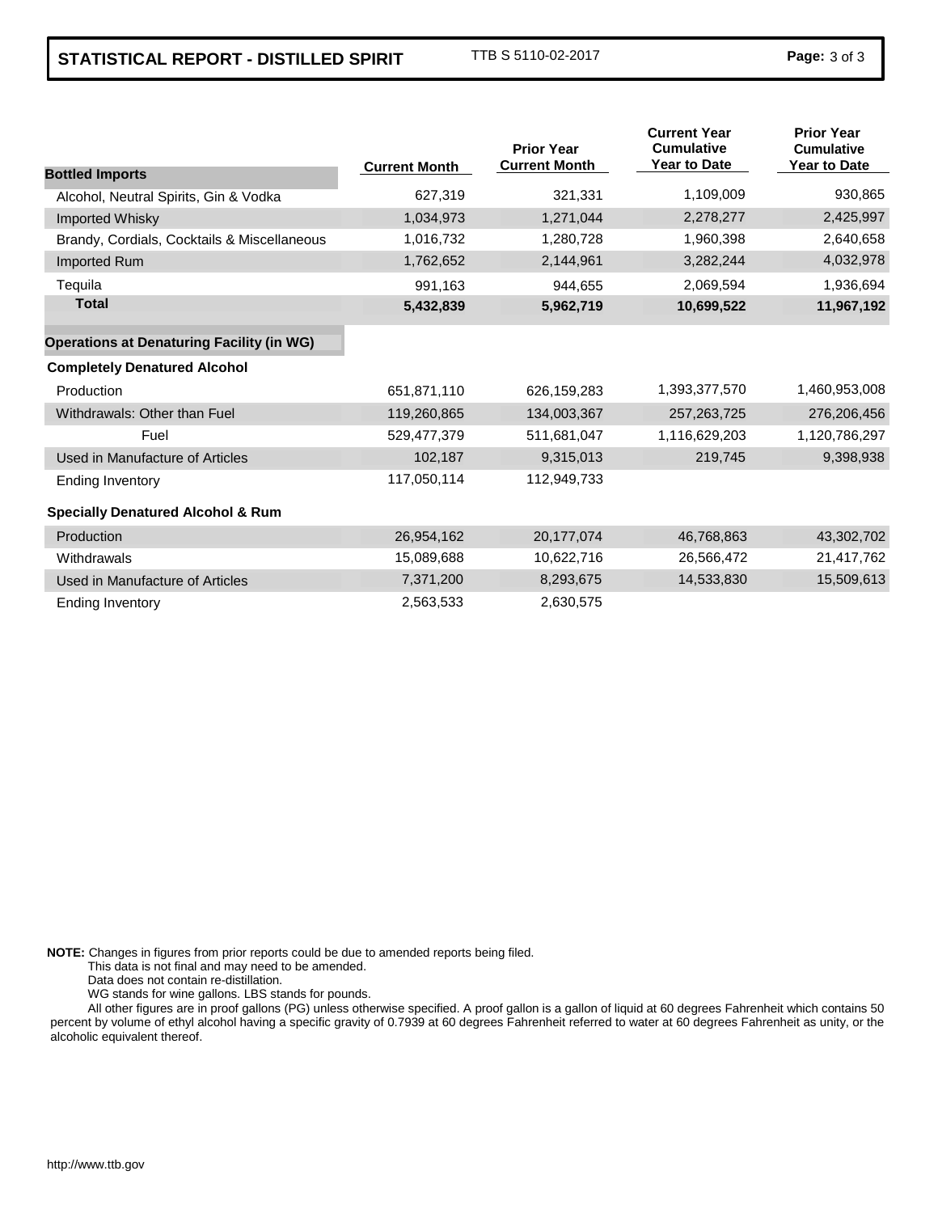| Bottled Imports | Current Month | Prior Year Current Month | Current Year Cumulative Year to Date | Prior Year Cumulative Year to Date |
|---|---|---|---|---|
| Alcohol, Neutral Spirits, Gin & Vodka | 627,319 | 321,331 | 1,109,009 | 930,865 |
| Imported Whisky | 1,034,973 | 1,271,044 | 2,278,277 | 2,425,997 |
| Brandy, Cordials, Cocktails & Miscellaneous | 1,016,732 | 1,280,728 | 1,960,398 | 2,640,658 |
| Imported Rum | 1,762,652 | 2,144,961 | 3,282,244 | 4,032,978 |
| Tequila | 991,163 | 944,655 | 2,069,594 | 1,936,694 |
| **Total** | **5,432,839** | **5,962,719** | **10,699,522** | **11,967,192** |
| **Operations at Denaturing Facility (in WG)** | | | | |
| **Completely Denatured Alcohol** | | | | |
| Production | 651,871,110 | 626,159,283 | 1,393,377,570 | 1,460,953,008 |
| Withdrawals: Other than Fuel | 119,260,865 | 134,003,367 | 257,263,725 | 276,206,456 |
| Fuel | 529,477,379 | 511,681,047 | 1,116,629,203 | 1,120,786,297 |
| Used in Manufacture of Articles | 102,187 | 9,315,013 | 219,745 | 9,398,938 |
| Ending Inventory | 117,050,114 | 112,949,733 | | |
| **Specially Denatured Alcohol & Rum** | | | | |
| Production | 26,954,162 | 20,177,074 | 46,768,863 | 43,302,702 |
| Withdrawals | 15,089,688 | 10,622,716 | 26,566,472 | 21,417,762 |
| Used in Manufacture of Articles | 7,371,200 | 8,293,675 | 14,533,830 | 15,509,613 |
| Ending Inventory | 2,563,533 | 2,630,575 | | |

**NOTE:** Changes in figures from prior reports could be due to amended reports being filed.
This data is not final and may need to be amended.
Data does not contain re-distillation.
WG stands for wine gallons. LBS stands for pounds.
All other figures are in proof gallons (PG) unless otherwise specified. A proof gallon is a gallon of liquid at 60 degrees Fahrenheit which contains 50 percent by volume of ethyl alcohol having a specific gravity of 0.7939 at 60 degrees Fahrenheit referred to water at 60 degrees Fahrenheit as unity, or the alcoholic equivalent thereof.

http://www.ttb.gov